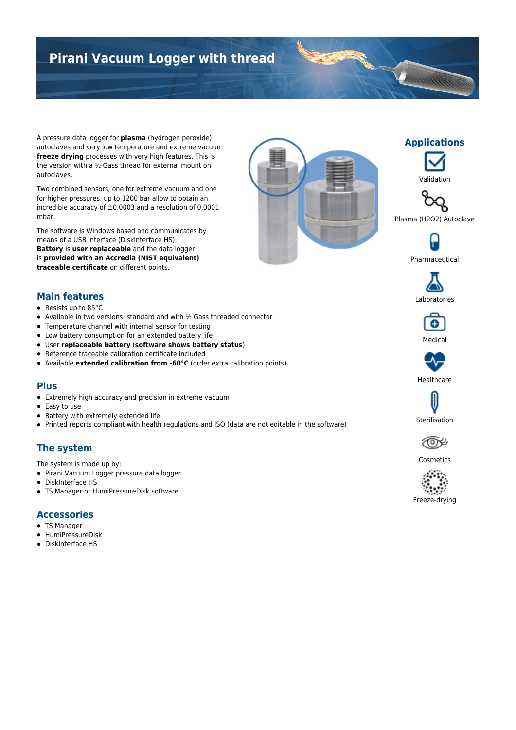# Pirani Vacuum Logger with thread

A pressure data logger for **plasma** (hydrogen peroxide) autoclaves and very low temperature and extreme vacuum **freeze drying** processes with very high features. This is the version with a ½ Gass thread for external mount on autoclaves.

Two combined sensors, one for extreme vacuum and one for higher pressures, up to 1200 bar allow to obtain an incredible accuracy of ±0.0003 and a resolution of 0,0001 mbar.

The software is Windows based and communicates by means of a USB interface (DiskInterface HS).
**Battery** is **user replaceable** and the data logger is **provided with an Accredia (NIST equivalent) traceable certificate** on different points.

## Applications

- Validation
- Plasma (H2O2) Autoclave
- Pharmaceutical
- Laboratories
- Medical
- Healthcare
- Sterilisation
- Cosmetics
- Freeze-drying

## Main features

- Resists up to 85°C
- Available in two versions: standard and with ½ Gass threaded connector
- Temperature channel with internal sensor for testing
- Low battery consumption for an extended battery life
- User **replaceable battery** (**software shows battery status**)
- Reference traceable calibration certificate included
- Available **extended calibration from -60°C** (order extra calibration points)

## Plus

- Extremely high accuracy and precision in extreme vacuum
- Easy to use
- Battery with extremely extended life
- Printed reports compliant with health regulations and ISO (data are not editable in the software)

## The system

The system is made up by:

- Pirani Vacuum Logger pressure data logger
- DiskInterface HS
- TS Manager or HumiPressureDisk software

## Accessories

- TS Manager
- HumiPressureDisk
- DiskInterface HS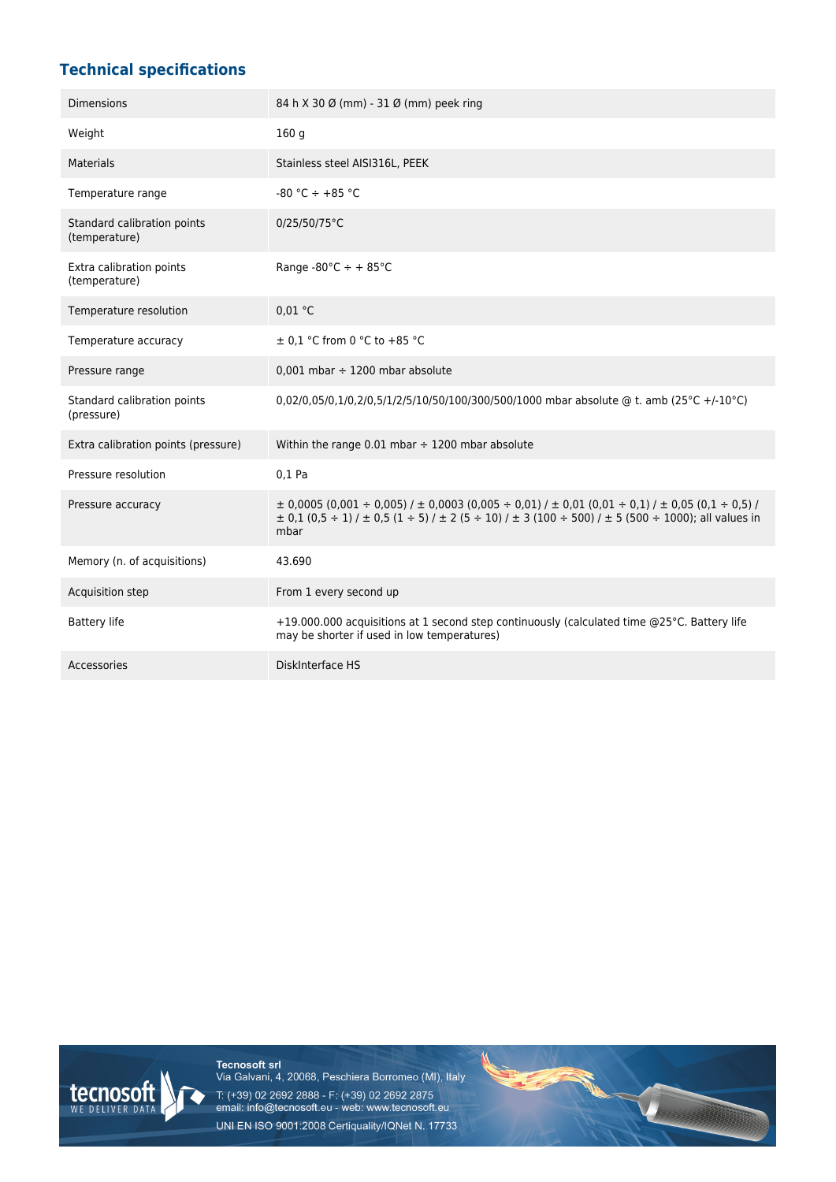## Technical specifications

| | |
|---|---|
| Dimensions | 84 h X 30 Ø (mm) - 31 Ø (mm) peek ring |
| Weight | 160 g |
| Materials | Stainless steel AISI316L, PEEK |
| Temperature range | -80 °C ÷ +85 °C |
| Standard calibration points (temperature) | 0/25/50/75°C |
| Extra calibration points (temperature) | Range -80°C ÷ + 85°C |
| Temperature resolution | 0,01 °C |
| Temperature accuracy | ± 0,1 °C from 0 °C to +85 °C |
| Pressure range | 0,001 mbar ÷ 1200 mbar absolute |
| Standard calibration points (pressure) | 0,02/0,05/0,1/0,2/0,5/1/2/5/10/50/100/300/500/1000 mbar absolute @ t. amb (25°C +/-10°C) |
| Extra calibration points (pressure) | Within the range 0.01 mbar ÷ 1200 mbar absolute |
| Pressure resolution | 0,1 Pa |
| Pressure accuracy | ± 0,0005 (0,001 ÷ 0,005) / ± 0,0003 (0,005 ÷ 0,01) / ± 0,01 (0,01 ÷ 0,1) / ± 0,05 (0,1 ÷ 0,5) / ± 0,1 (0,5 ÷ 1) / ± 0,5 (1 ÷ 5) / ± 2 (5 ÷ 10) / ± 3 (100 ÷ 500) / ± 5 (500 ÷ 1000); all values in mbar |
| Memory (n. of acquisitions) | 43.690 |
| Acquisition step | From 1 every second up |
| Battery life | +19.000.000 acquisitions at 1 second step continuously (calculated time @25°C. Battery life may be shorter if used in low temperatures) |
| Accessories | DiskInterface HS |

tecnosoft
WE DELIVER DATA

**Tecnosoft srl**
Via Galvani, 4, 20068, Peschiera Borromeo (MI), Italy
T: (+39) 02 2692 2888 - F: (+39) 02 2692 2875
email: info@tecnosoft.eu - web: www.tecnosoft.eu
UNI EN ISO 9001:2008 Certiquality/IQNet N. 17733